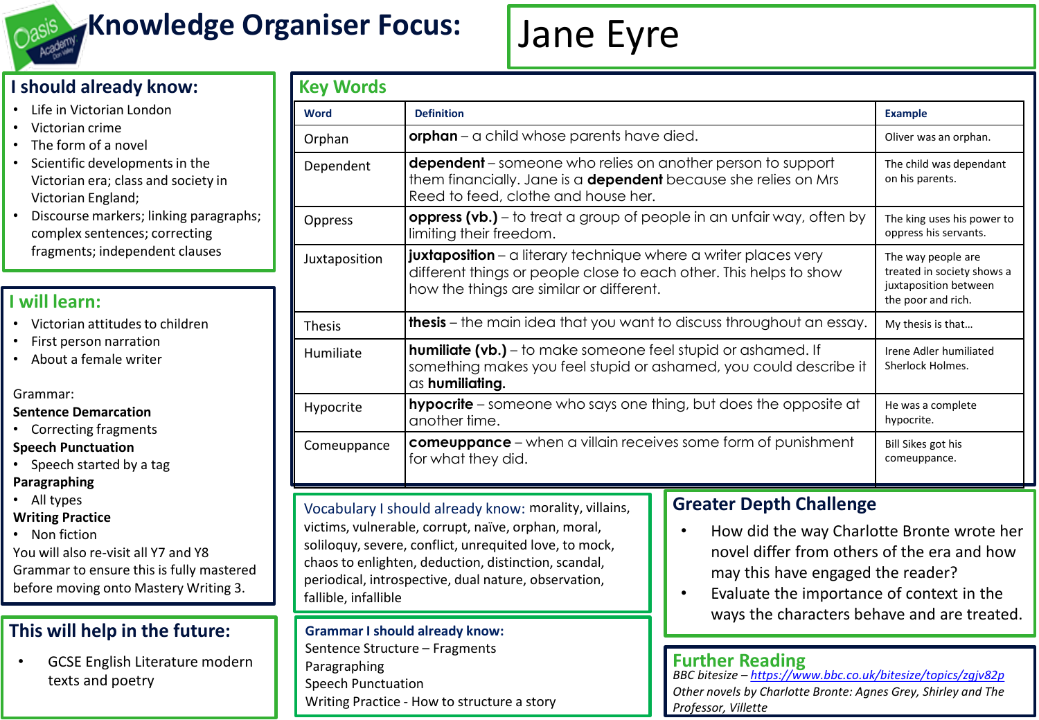# Knowledge Organiser Focus: Jane Eyre

## I should already know:

- Life in Victorian London
- Victorian crime
- The form of a novel
- Scientific developments in the Victorian era; class and society in Victorian England;
- Discourse markers; linking paragraphs; complex sentences; correcting fragments; independent clauses

## I will learn:

- Victorian attitudes to children
- First person narration
- About a female writer

Grammar:

**Sentence Demarcation**

- Correcting fragments

**Speech Punctuation**

- Speech started by a tag

**Paragraphing**

- All types

**Writing Practice**

- Non fiction

You will also re-visit all Y7 and Y8 Grammar to ensure this is fully mastered before moving onto Mastery Writing 3.

## This will help in the future:

- GCSE English Literature modern texts and poetry

## Key Words

| Word | Definition | Example |
|---|---|---|
| Orphan | **orphan** – a child whose parents have died. | Oliver was an orphan. |
| Dependent | **dependent** – someone who relies on another person to support them financially. Jane is a **dependent** because she relies on Mrs Reed to feed, clothe and house her. | The child was dependant on his parents. |
| Oppress | **oppress (vb.)** – to treat a group of people in an unfair way, often by limiting their freedom. | The king uses his power to oppress his servants. |
| Juxtaposition | **juxtaposition** – a literary technique where a writer places very different things or people close to each other. This helps to show how the things are similar or different. | The way people are treated in society shows a juxtaposition between the poor and rich. |
| Thesis | **thesis** – the main idea that you want to discuss throughout an essay. | My thesis is that… |
| Humiliate | **humiliate (vb.)** – to make someone feel stupid or ashamed. If something makes you feel stupid or ashamed, you could describe it as **humiliating.** | Irene Adler humiliated Sherlock Holmes. |
| Hypocrite | **hypocrite** – someone who says one thing, but does the opposite at another time. | He was a complete hypocrite. |
| Comeuppance | **comeuppance** – when a villain receives some form of punishment for what they did. | Bill Sikes got his comeuppance. |

**Vocabulary I should already know:** morality, villains, victims, vulnerable, corrupt, naïve, orphan, moral, soliloquy, severe, conflict, unrequited love, to mock, chaos to enlighten, deduction, distinction, scandal, periodical, introspective, dual nature, observation, fallible, infallible

**Grammar I should already know:**

Sentence Structure – Fragments

Paragraphing

Speech Punctuation

Writing Practice - How to structure a story

## Greater Depth Challenge

- How did the way Charlotte Bronte wrote her novel differ from others of the era and how may this have engaged the reader?
- Evaluate the importance of context in the ways the characters behave and are treated.

## Further Reading

*BBC bitesize – https://www.bbc.co.uk/bitesize/topics/zgjv82p*

*Other novels by Charlotte Bronte: Agnes Grey, Shirley and The Professor, Villette*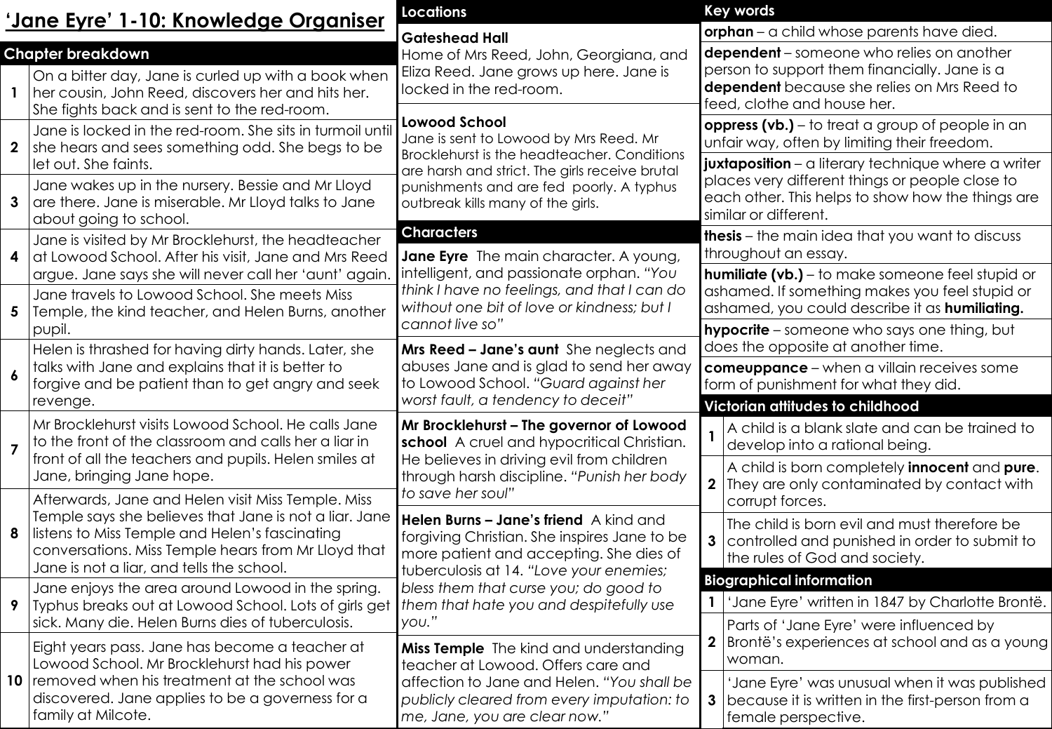# 'Jane Eyre' 1-10: Knowledge Organiser

## Chapter breakdown

| | |
|---|---|
| 1 | On a bitter day, Jane is curled up with a book when her cousin, John Reed, discovers her and hits her. She fights back and is sent to the red-room. |
| 2 | Jane is locked in the red-room. She sits in turmoil until she hears and sees something odd. She begs to be let out. She faints. |
| 3 | Jane wakes up in the nursery. Bessie and Mr Lloyd are there. Jane is miserable. Mr Lloyd talks to Jane about going to school. |
| 4 | Jane is visited by Mr Brocklehurst, the headteacher at Lowood School. After his visit, Jane and Mrs Reed argue. Jane says she will never call her 'aunt' again. |
| 5 | Jane travels to Lowood School. She meets Miss Temple, the kind teacher, and Helen Burns, another pupil. |
| 6 | Helen is thrashed for having dirty hands. Later, she talks with Jane and explains that it is better to forgive and be patient than to get angry and seek revenge. |
| 7 | Mr Brocklehurst visits Lowood School. He calls Jane to the front of the classroom and calls her a liar in front of all the teachers and pupils. Helen smiles at Jane, bringing Jane hope. |
| 8 | Afterwards, Jane and Helen visit Miss Temple. Miss Temple says she believes that Jane is not a liar. Jane listens to Miss Temple and Helen's fascinating conversations. Miss Temple hears from Mr Lloyd that Jane is not a liar, and tells the school. |
| 9 | Jane enjoys the area around Lowood in the spring. Typhus breaks out at Lowood School. Lots of girls get sick. Many die. Helen Burns dies of tuberculosis. |
| 10 | Eight years pass. Jane has become a teacher at Lowood School. Mr Brocklehurst had his power removed when his treatment at the school was discovered. Jane applies to be a governess for a family at Milcote. |

## Locations

**Gateshead Hall**
Home of Mrs Reed, John, Georgiana, and Eliza Reed. Jane grows up here. Jane is locked in the red-room.

**Lowood School**
Jane is sent to Lowood by Mrs Reed. Mr Brocklehurst is the headteacher. Conditions are harsh and strict. The girls receive brutal punishments and are fed poorly. A typhus outbreak kills many of the girls.

## Characters

**Jane Eyre** The main character. A young, intelligent, and passionate orphan. *"You think I have no feelings, and that I can do without one bit of love or kindness; but I cannot live so"*

**Mrs Reed – Jane's aunt** She neglects and abuses Jane and is glad to send her away to Lowood School. *"Guard against her worst fault, a tendency to deceit"*

**Mr Brocklehurst – The governor of Lowood school** A cruel and hypocritical Christian. He believes in driving evil from children through harsh discipline. *"Punish her body to save her soul"*

**Helen Burns – Jane's friend** A kind and forgiving Christian. She inspires Jane to be more patient and accepting. She dies of tuberculosis at 14. *"Love your enemies; bless them that curse you; do good to them that hate you and despitefully use you."*

**Miss Temple** The kind and understanding teacher at Lowood. Offers care and affection to Jane and Helen. *"You shall be publicly cleared from every imputation: to me, Jane, you are clear now."*

## Key words

**orphan** – a child whose parents have died.

**dependent** – someone who relies on another person to support them financially. Jane is a **dependent** because she relies on Mrs Reed to feed, clothe and house her.

**oppress (vb.)** – to treat a group of people in an unfair way, often by limiting their freedom.

**juxtaposition** – a literary technique where a writer places very different things or people close to each other. This helps to show how the things are similar or different.

**thesis** – the main idea that you want to discuss throughout an essay.

**humiliate (vb.)** – to make someone feel stupid or ashamed. If something makes you feel stupid or ashamed, you could describe it as **humiliating.**

**hypocrite** – someone who says one thing, but does the opposite at another time.

**comeuppance** – when a villain receives some form of punishment for what they did.

## Victorian attitudes to childhood

| | |
|---|---|
| 1 | A child is a blank slate and can be trained to develop into a rational being. |
| 2 | A child is born completely **innocent** and **pure**. They are only contaminated by contact with corrupt forces. |
| 3 | The child is born evil and must therefore be controlled and punished in order to submit to the rules of God and society. |

## Biographical information

| | |
|---|---|
| 1 | 'Jane Eyre' written in 1847 by Charlotte Brontë. |
| 2 | Parts of 'Jane Eyre' were influenced by Brontë's experiences at school and as a young woman. |
| 3 | 'Jane Eyre' was unusual when it was published because it is written in the first-person from a female perspective. |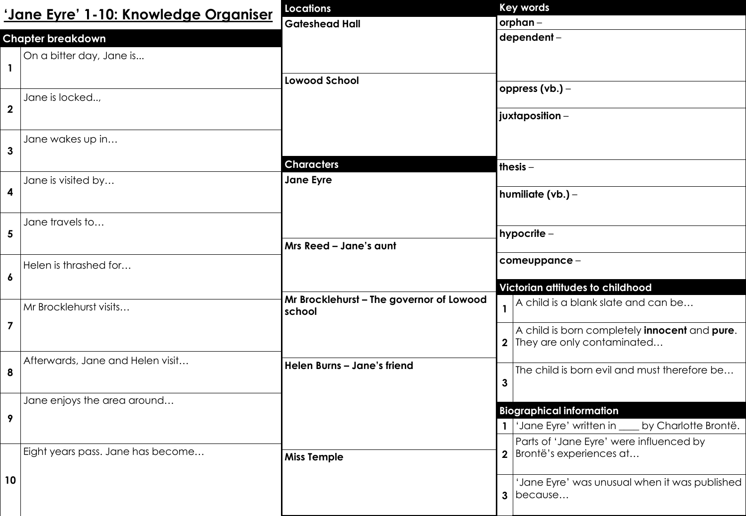# 'Jane Eyre' 1-10: Knowledge Organiser

## Chapter breakdown

| | |
|---|---|
| 1 | On a bitter day, Jane is... |
| 2 | Jane is locked.., |
| 3 | Jane wakes up in… |
| 4 | Jane is visited by… |
| 5 | Jane travels to… |
| 6 | Helen is thrashed for… |
| 7 | Mr Brocklehurst visits… |
| 8 | Afterwards, Jane and Helen visit… |
| 9 | Jane enjoys the area around… |
| 10 | Eight years pass. Jane has become… |

## Locations

**Gateshead Hall**

**Lowood School**

## Characters

**Jane Eyre**

**Mrs Reed – Jane's aunt**

**Mr Brocklehurst – The governor of Lowood school**

**Helen Burns – Jane's friend**

**Miss Temple**

## Key words

**orphan** –

**dependent** –

**oppress (vb.)** –

**juxtaposition** –

**thesis** –

**humiliate (vb.)** –

**hypocrite** –

**comeuppance** –

## Victorian attitudes to childhood

| | |
|---|---|
| 1 | A child is a blank slate and can be… |
| 2 | A child is born completely **innocent** and **pure**. They are only contaminated… |
| 3 | The child is born evil and must therefore be… |

## Biographical information

| | |
|---|---|
| 1 | 'Jane Eyre' written in ____ by Charlotte Brontë. |
| 2 | Parts of 'Jane Eyre' were influenced by Brontë's experiences at… |
| 3 | 'Jane Eyre' was unusual when it was published because… |